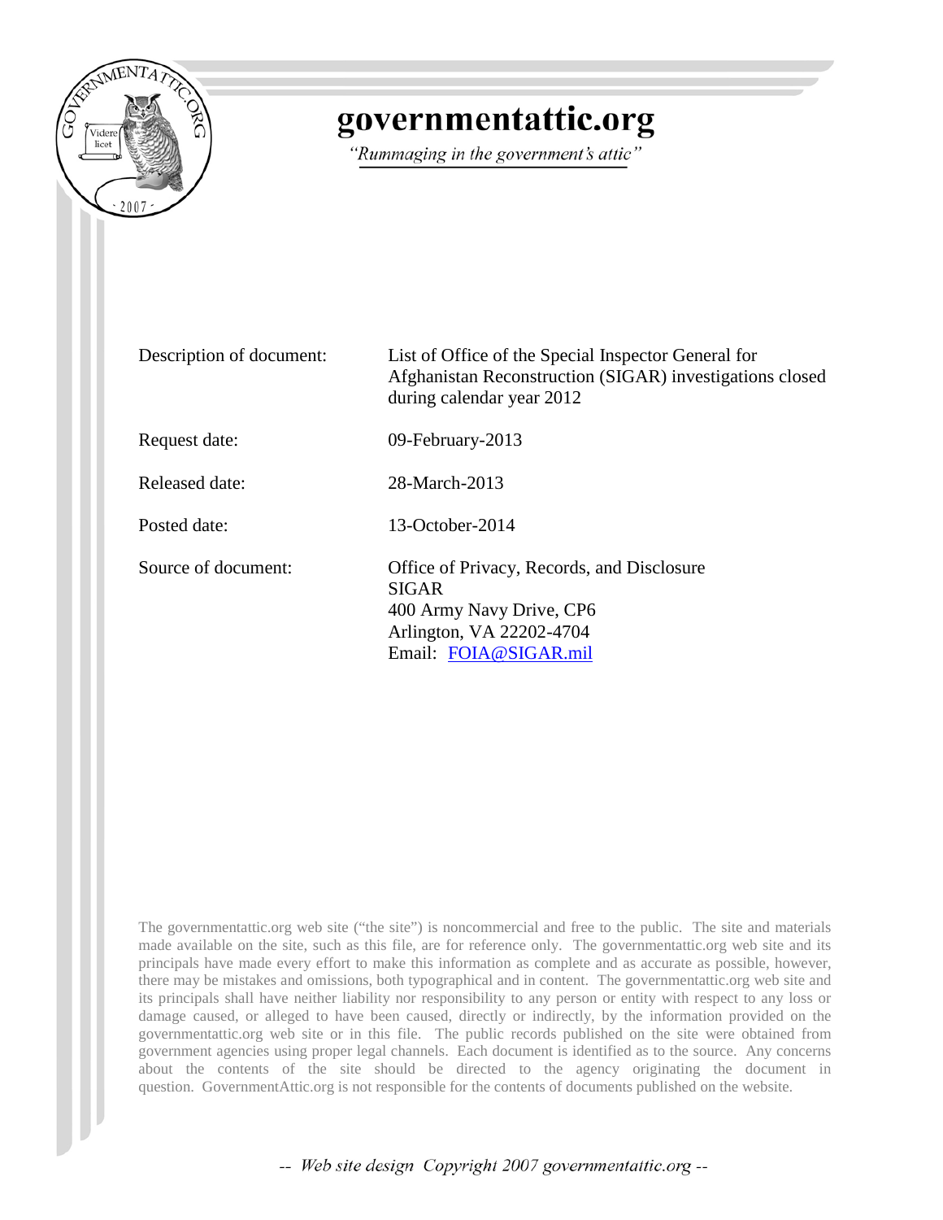# governmentattic.org

*"Rummaging in the government's attic"*

| | |
|---|---|
| Description of document: | List of Office of the Special Inspector General for Afghanistan Reconstruction (SIGAR) investigations closed during calendar year 2012 |
| Request date: | 09-February-2013 |
| Released date: | 28-March-2013 |
| Posted date: | 13-October-2014 |
| Source of document: | Office of Privacy, Records, and Disclosure<br>SIGAR<br>400 Army Navy Drive, CP6<br>Arlington, VA 22202-4704<br>Email: FOIA@SIGAR.mil |

The governmentattic.org web site ("the site") is noncommercial and free to the public. The site and materials made available on the site, such as this file, are for reference only. The governmentattic.org web site and its principals have made every effort to make this information as complete and as accurate as possible, however, there may be mistakes and omissions, both typographical and in content. The governmentattic.org web site and its principals shall have neither liability nor responsibility to any person or entity with respect to any loss or damage caused, or alleged to have been caused, directly or indirectly, by the information provided on the governmentattic.org web site or in this file. The public records published on the site were obtained from government agencies using proper legal channels. Each document is identified as to the source. Any concerns about the contents of the site should be directed to the agency originating the document in question. GovernmentAttic.org is not responsible for the contents of documents published on the website.

-- Web site design Copyright 2007 governmentattic.org --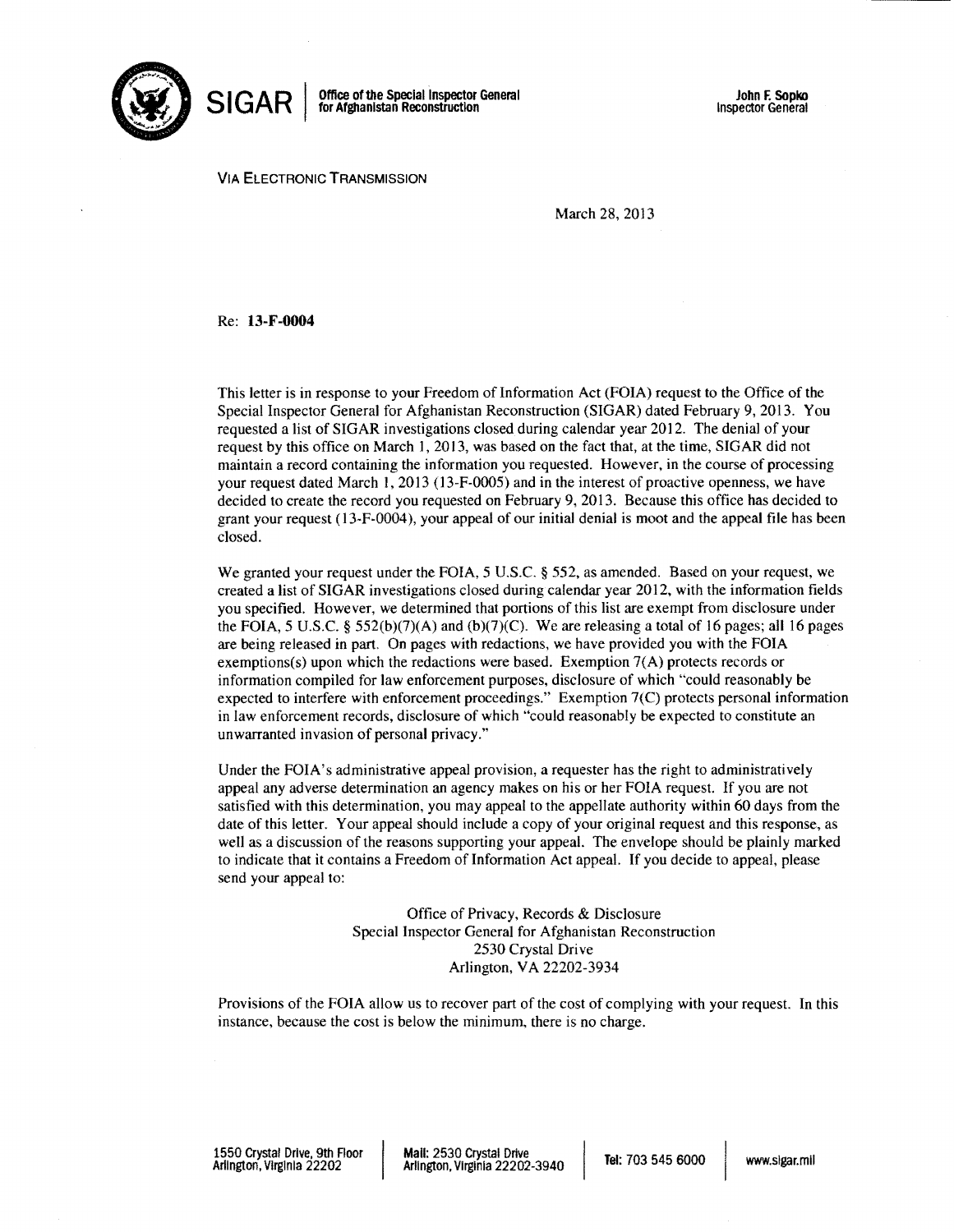**SIGAR** | Office of the Special Inspector General for Afghanistan Reconstruction

John F. Sopko
Inspector General

VIA ELECTRONIC TRANSMISSION

March 28, 2013

Re: **13-F-0004**

This letter is in response to your Freedom of Information Act (FOIA) request to the Office of the Special Inspector General for Afghanistan Reconstruction (SIGAR) dated February 9, 2013. You requested a list of SIGAR investigations closed during calendar year 2012. The denial of your request by this office on March 1, 2013, was based on the fact that, at the time, SIGAR did not maintain a record containing the information you requested. However, in the course of processing your request dated March 1, 2013 (13-F-0005) and in the interest of proactive openness, we have decided to create the record you requested on February 9, 2013. Because this office has decided to grant your request (13-F-0004), your appeal of our initial denial is moot and the appeal file has been closed.

We granted your request under the FOIA, 5 U.S.C. § 552, as amended. Based on your request, we created a list of SIGAR investigations closed during calendar year 2012, with the information fields you specified. However, we determined that portions of this list are exempt from disclosure under the FOIA, 5 U.S.C. § 552(b)(7)(A) and (b)(7)(C). We are releasing a total of 16 pages; all 16 pages are being released in part. On pages with redactions, we have provided you with the FOIA exemptions(s) upon which the redactions were based. Exemption 7(A) protects records or information compiled for law enforcement purposes, disclosure of which "could reasonably be expected to interfere with enforcement proceedings." Exemption 7(C) protects personal information in law enforcement records, disclosure of which "could reasonably be expected to constitute an unwarranted invasion of personal privacy."

Under the FOIA's administrative appeal provision, a requester has the right to administratively appeal any adverse determination an agency makes on his or her FOIA request. If you are not satisfied with this determination, you may appeal to the appellate authority within 60 days from the date of this letter. Your appeal should include a copy of your original request and this response, as well as a discussion of the reasons supporting your appeal. The envelope should be plainly marked to indicate that it contains a Freedom of Information Act appeal. If you decide to appeal, please send your appeal to:

Office of Privacy, Records & Disclosure
Special Inspector General for Afghanistan Reconstruction
2530 Crystal Drive
Arlington, VA 22202-3934

Provisions of the FOIA allow us to recover part of the cost of complying with your request. In this instance, because the cost is below the minimum, there is no charge.

1550 Crystal Drive, 9th Floor
Arlington, Virginia 22202 | Mail: 2530 Crystal Drive
Arlington, Virginia 22202-3940 | Tel: 703 545 6000 | www.sigar.mil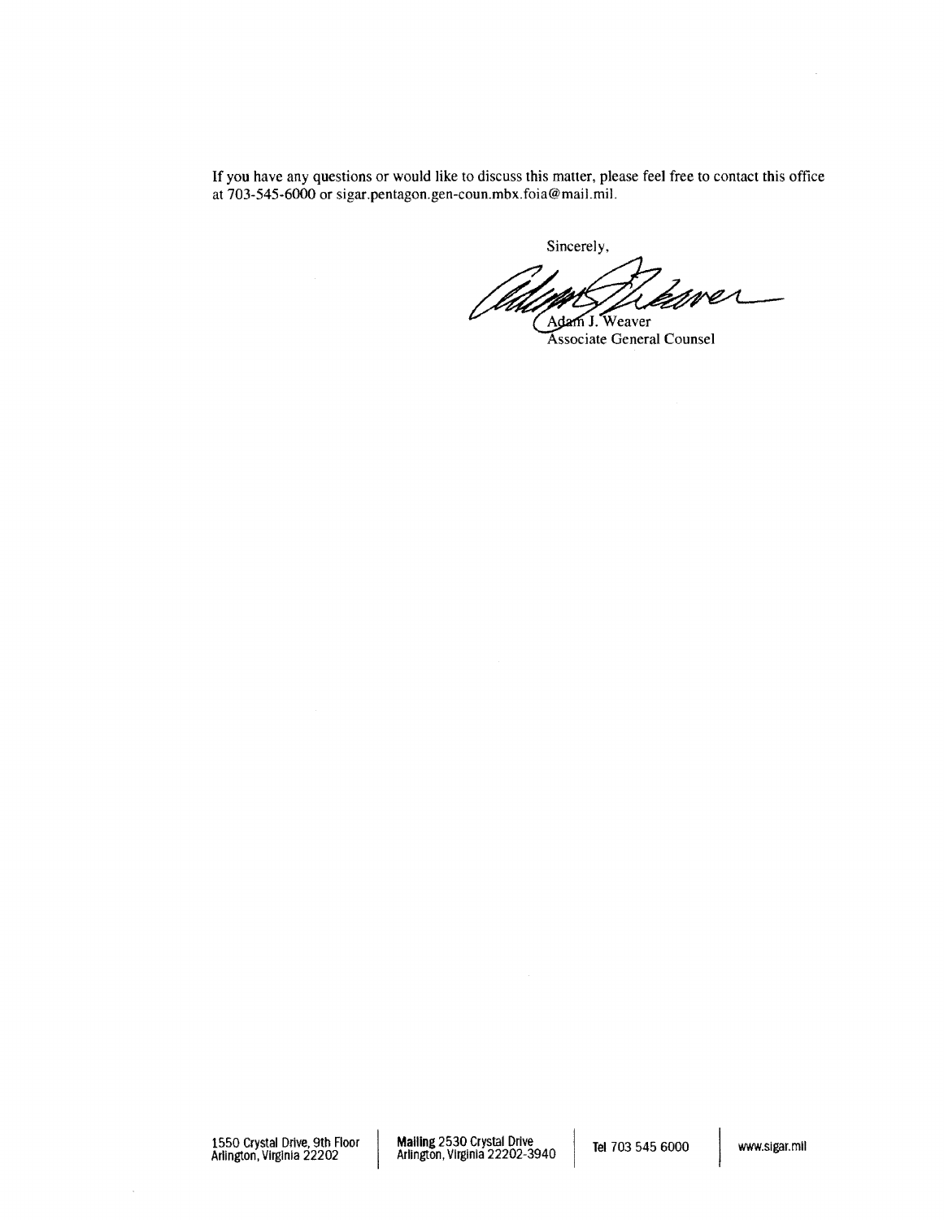If you have any questions or would like to discuss this matter, please feel free to contact this office at 703-545-6000 or sigar.pentagon.gen-coun.mbx.foia@mail.mil.

Sincerely,

Adam J. Weaver
Associate General Counsel

1550 Crystal Drive, 9th Floor
Arlington, Virginia 22202

**Mailing** 2530 Crystal Drive
Arlington, Virginia 22202-3940

**Tel** 703 545 6000

www.sigar.mil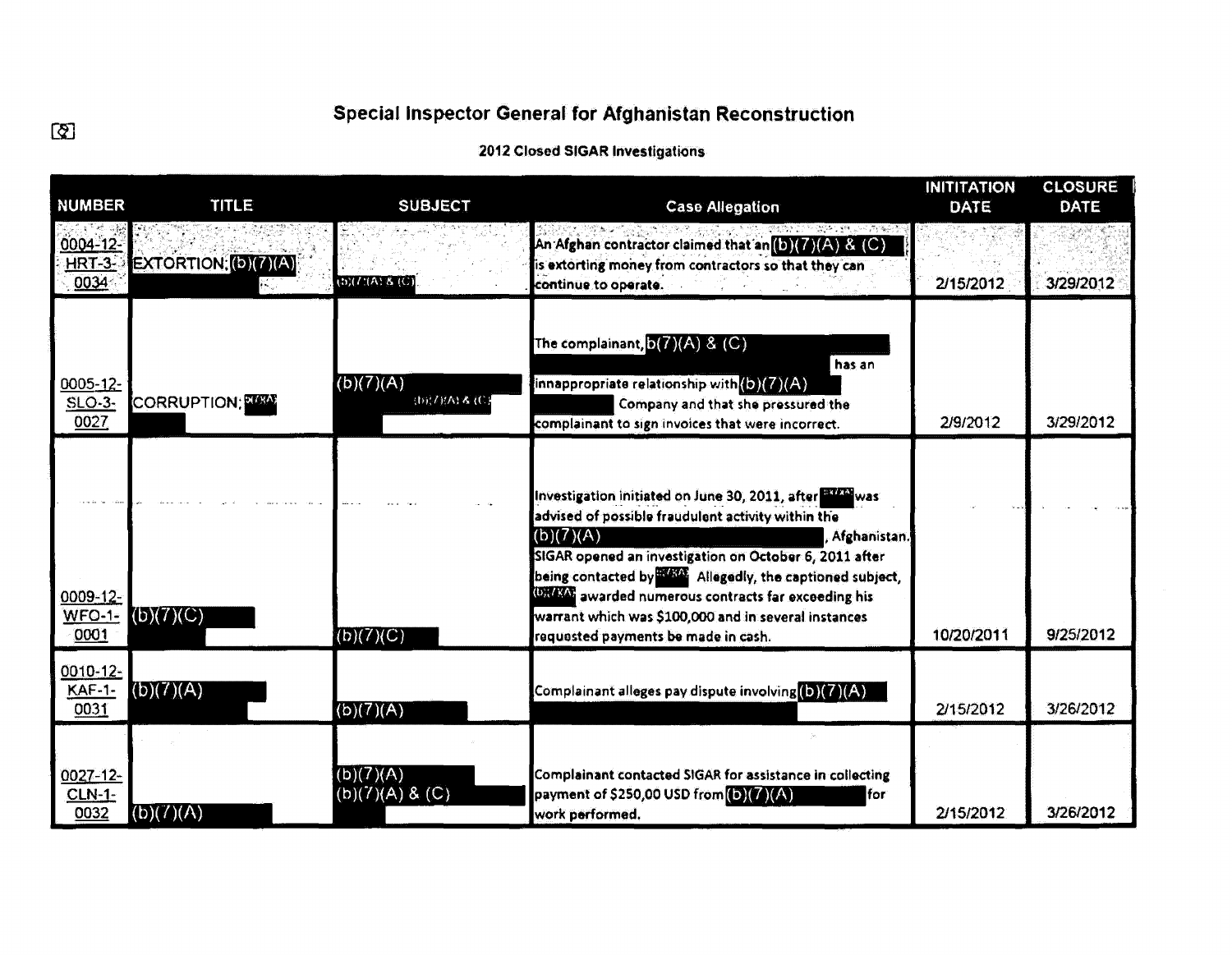## Special Inspector General for Afghanistan Reconstruction

### 2012 Closed SIGAR Investigations

| NUMBER | TITLE | SUBJECT | Case Allegation | INITITATION DATE | CLOSURE DATE |
|---|---|---|---|---|---|
| 0004-12-HRT-3-0034 | EXTORTION; (b)(7)(A) | (b)(7)(A) & (C) | An Afghan contractor claimed that an (b)(7)(A) & (C) is extorting money from contractors so that they can continue to operate. | 2/15/2012 | 3/29/2012 |
| 0005-12-SLO-3-0027 | CORRUPTION; (b)(7)(A) | (b)(7)(A) (b)(7)(A) & (C) | The complainant, b(7)(A) & (C) has an innappropriate relationship with (b)(7)(A) Company and that she pressured the complainant to sign invoices that were incorrect. | 2/9/2012 | 3/29/2012 |
| 0009-12-WFO-1-0001 | (b)(7)(C) | (b)(7)(C) | Investigation initiated on June 30, 2011, after (b)(7)(A) was advised of possible fraudulent activity within the (b)(7)(A), Afghanistan. SIGAR opened an investigation on October 6, 2011 after being contacted by (b)(7)(A). Allegedly, the captioned subject, (b)(7)(A) awarded numerous contracts far exceeding his warrant which was $100,000 and in several instances requested payments be made in cash. | 10/20/2011 | 9/25/2012 |
| 0010-12-KAF-1-0031 | (b)(7)(A) | (b)(7)(A) | Complainant alleges pay dispute involving (b)(7)(A) | 2/15/2012 | 3/26/2012 |
| 0027-12-CLN-1-0032 | (b)(7)(A) | (b)(7)(A) (b)(7)(A) & (C) | Complainant contacted SIGAR for assistance in collecting payment of $250,00 USD from (b)(7)(A) for work performed. | 2/15/2012 | 3/26/2012 |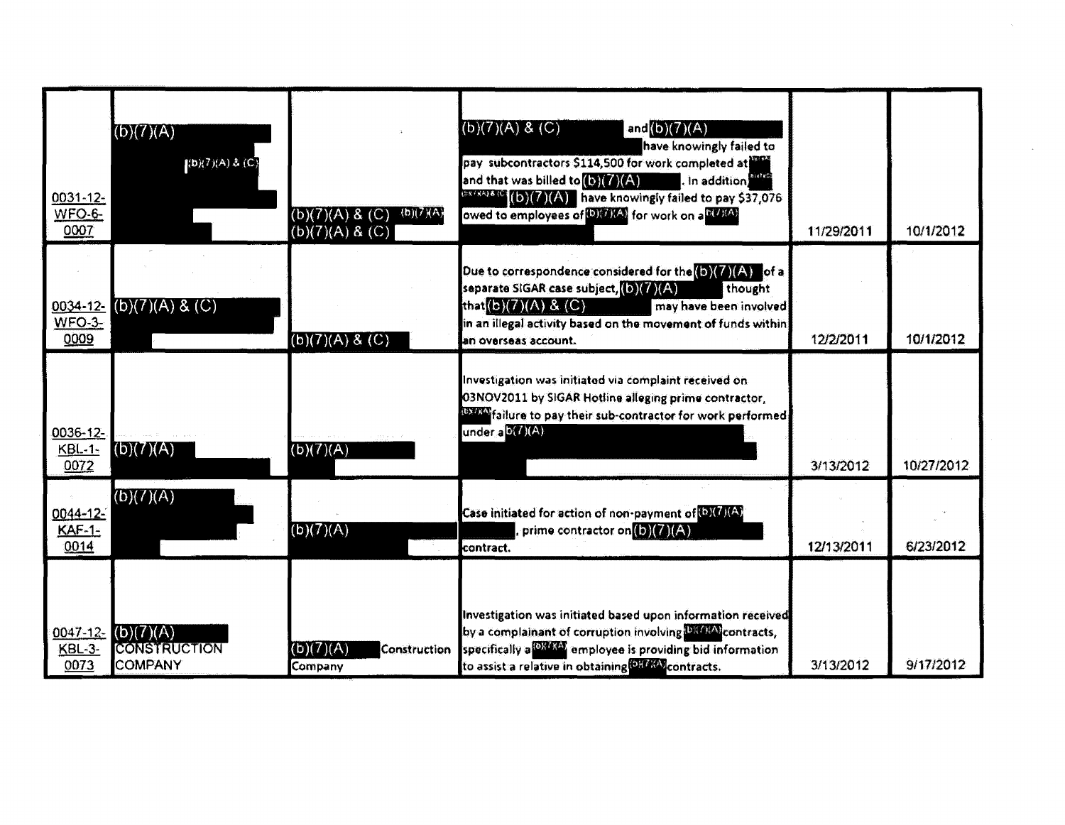| | | | | | |
|---|---|---|---|---|---|
| 0031-12-WFO-6-0007 | (b)(7)(A) (b)(7)(A) & (C) | (b)(7)(A) & (C) (b)(7)(A) (b)(7)(A) & (C) | (b)(7)(A) & (C) and (b)(7)(A) have knowingly failed to pay subcontractors $114,500 for work completed at (b)(7)(A) and that was billed to (b)(7)(A). In addition, (b)(7)(A) & (C) (b)(7)(A) have knowingly failed to pay $37,076 owed to employees of (b)(7)(A) for work on a (b)(7)(A) | 11/29/2011 | 10/1/2012 |
| 0034-12-WFO-3-0009 | (b)(7)(A) & (C) | (b)(7)(A) & (C) | Due to correspondence considered for the (b)(7)(A) of a separate SIGAR case subject, (b)(7)(A) thought that (b)(7)(A) & (C) may have been involved in an illegal activity based on the movement of funds within an overseas account. | 12/2/2011 | 10/1/2012 |
| 0036-12-KBL-1-0072 | (b)(7)(A) | (b)(7)(A) | Investigation was initiated via complaint received on 03NOV2011 by SIGAR Hotline alleging prime contractor, (b)(7)(A) failure to pay their sub-contractor for work performed under a (b)(7)(A) | 3/13/2012 | 10/27/2012 |
| 0044-12-KAF-1-0014 | (b)(7)(A) | (b)(7)(A) | Case initiated for action of non-payment of (b)(7)(A), prime contractor on (b)(7)(A) contract. | 12/13/2011 | 6/23/2012 |
| 0047-12-KBL-3-0073 | (b)(7)(A) CONSTRUCTION COMPANY | (b)(7)(A) Construction Company | Investigation was initiated based upon information received by a complainant of corruption involving (b)(7)(A) contracts, specifically a (b)(7)(A) employee is providing bid information to assist a relative in obtaining (b)(7)(A) contracts. | 3/13/2012 | 9/17/2012 |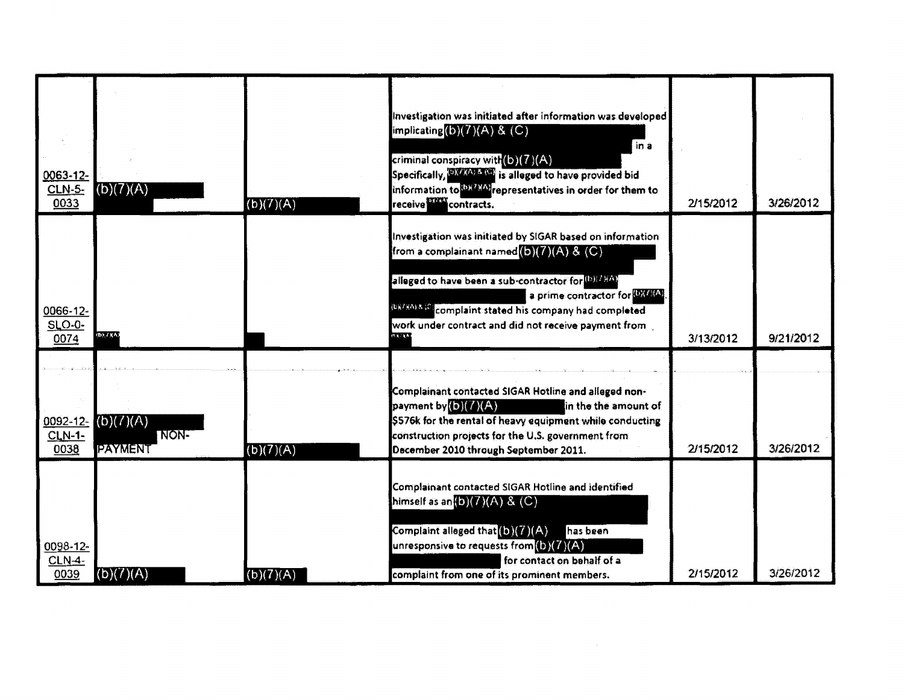| | | | | | |
|---|---|---|---|---|---|
| 0063-12-CLN-5-0033 | (b)(7)(A) | (b)(7)(A) | Investigation was initiated after information was developed implicating (b)(7)(A) & (C) in a criminal conspiracy with (b)(7)(A) Specifically, (b)(7)(A) & (C) is alleged to have provided bid information to (b)(7)(A) representatives in order for them to receive (b)(7)(A) contracts. | 2/15/2012 | 3/26/2012 |
| 0066-12-SLO-0-0074 | (b)(7)(A) | | Investigation was initiated by SIGAR based on information from a complainant named (b)(7)(A) & (C) alleged to have been a sub-contractor for (b)(7)(A) a prime contractor for (b)(7)(A). (b)(7)(A) & (C) complaint stated his company had completed work under contract and did not receive payment from (b)(7)(A) | 3/13/2012 | 9/21/2012 |
| 0092-12-CLN-1-0038 | (b)(7)(A) NON-PAYMENT | (b)(7)(A) | Complainant contacted SIGAR Hotline and alleged non-payment by (b)(7)(A) in the the amount of $576k for the rental of heavy equipment while conducting construction projects for the U.S. government from December 2010 through September 2011. | 2/15/2012 | 3/26/2012 |
| 0098-12-CLN-4-0039 | (b)(7)(A) | (b)(7)(A) | Complainant contacted SIGAR Hotline and identified himself as an (b)(7)(A) & (C) Complaint alleged that (b)(7)(A) has been unresponsive to requests from (b)(7)(A) for contact on behalf of a complaint from one of its prominent members. | 2/15/2012 | 3/26/2012 |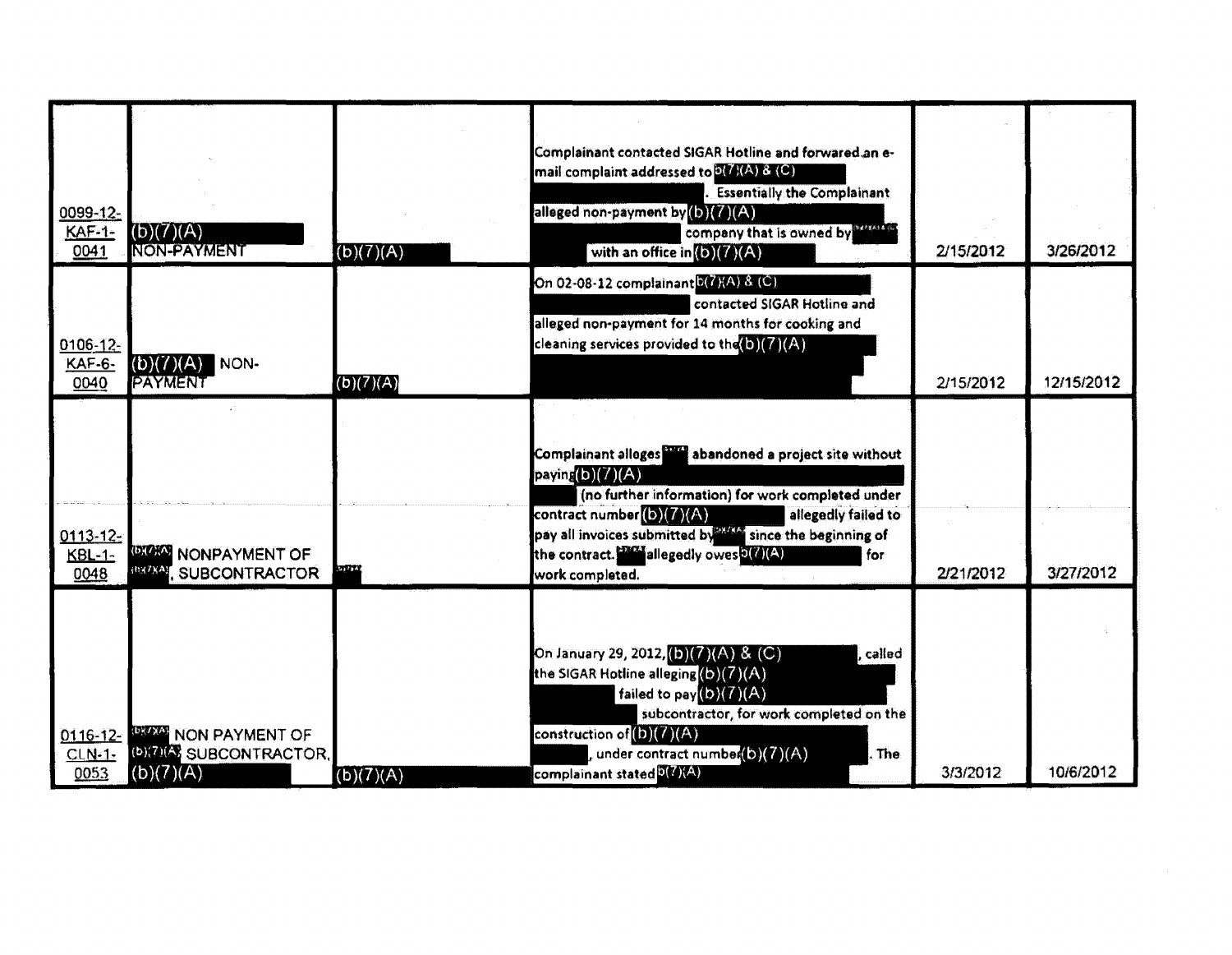| | | | | | |
|---|---|---|---|---|---|
| 0099-12-KAF-1-0041 | (b)(7)(A) NON-PAYMENT | (b)(7)(A) | Complainant contacted SIGAR Hotline and forwarded an e-mail complaint addressed to (b)(7)(A) & (C). Essentially the Complainant alleged non-payment by (b)(7)(A) company that is owned by (b)(7)(A) & (C) with an office in (b)(7)(A) | 2/15/2012 | 3/26/2012 |
| 0106-12-KAF-6-0040 | (b)(7)(A) NON-PAYMENT | (b)(7)(A) | On 02-08-12 complainant (b)(7)(A) & (C) contacted SIGAR Hotline and alleged non-payment for 14 months for cooking and cleaning services provided to the (b)(7)(A) | 2/15/2012 | 12/15/2012 |
| 0113-12-KBL-1-0048 | (b)(7)(A) NONPAYMENT OF (b)(7)(A), SUBCONTRACTOR | (b)(7)(A) | Complainant alleges (b)(7)(A) abandoned a project site without paying (b)(7)(A) (no further information) for work completed under contract number (b)(7)(A) allegedly failed to pay all invoices submitted by (b)(7)(A) since the beginning of the contract. (b)(7)(A) allegedly owes (b)(7)(A) for work completed. | 2/21/2012 | 3/27/2012 |
| 0116-12-CLN-1-0053 | (b)(7)(A) NON PAYMENT OF (b)(7)(A) SUBCONTRACTOR, (b)(7)(A) | (b)(7)(A) | On January 29, 2012, (b)(7)(A) & (C), called the SIGAR Hotline alleging (b)(7)(A) failed to pay (b)(7)(A) subcontractor, for work completed on the construction of (b)(7)(A), under contract number (b)(7)(A). The complainant stated (b)(7)(A) | 3/3/2012 | 10/6/2012 |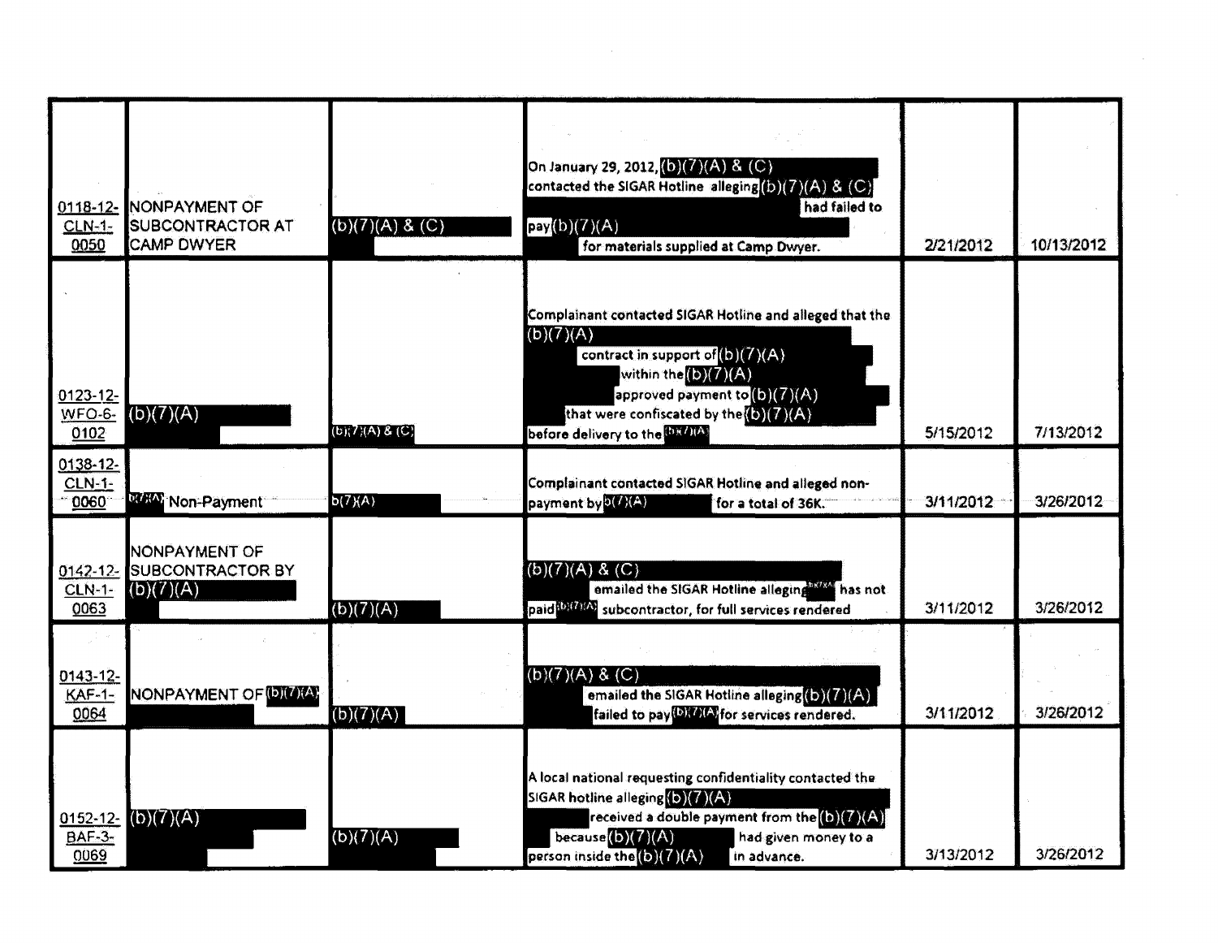| | | | | | |
|---|---|---|---|---|---|
| 0118-12-CLN-1-0050 | NONPAYMENT OF SUBCONTRACTOR AT CAMP DWYER | (b)(7)(A) & (C) | On January 29, 2012, (b)(7)(A) & (C) contacted the SIGAR Hotline alleging (b)(7)(A) & (C) had failed to pay (b)(7)(A) for materials supplied at Camp Dwyer. | 2/21/2012 | 10/13/2012 |
| 0123-12-WFO-6-0102 | (b)(7)(A) | (b)(7)(A) & (C) | Complainant contacted SIGAR Hotline and alleged that the (b)(7)(A) contract in support of (b)(7)(A) within the (b)(7)(A) approved payment to (b)(7)(A) that were confiscated by the (b)(7)(A) before delivery to the (b)(7)(A) | 5/15/2012 | 7/13/2012 |
| 0138-12-CLN-1-0060 | (b)(7)(A) Non-Payment | (b)(7)(A) | Complainant contacted SIGAR Hotline and alleged non-payment by (b)(7)(A) for a total of 36K. | 3/11/2012 | 3/26/2012 |
| 0142-12-CLN-1-0063 | NONPAYMENT OF SUBCONTRACTOR BY (b)(7)(A) | (b)(7)(A) | (b)(7)(A) & (C) emailed the SIGAR Hotline alleging (b)(7)(A) has not paid (b)(7)(A) subcontractor, for full services rendered | 3/11/2012 | 3/26/2012 |
| 0143-12-KAF-1-0064 | NONPAYMENT OF (b)(7)(A) | (b)(7)(A) | (b)(7)(A) & (C) emailed the SIGAR Hotline alleging (b)(7)(A) failed to pay (b)(7)(A) for services rendered. | 3/11/2012 | 3/26/2012 |
| 0152-12-BAF-3-0069 | (b)(7)(A) | (b)(7)(A) | A local national requesting confidentiality contacted the SIGAR hotline alleging (b)(7)(A) received a double payment from the (b)(7)(A) because (b)(7)(A) had given money to a person inside the (b)(7)(A) in advance. | 3/13/2012 | 3/26/2012 |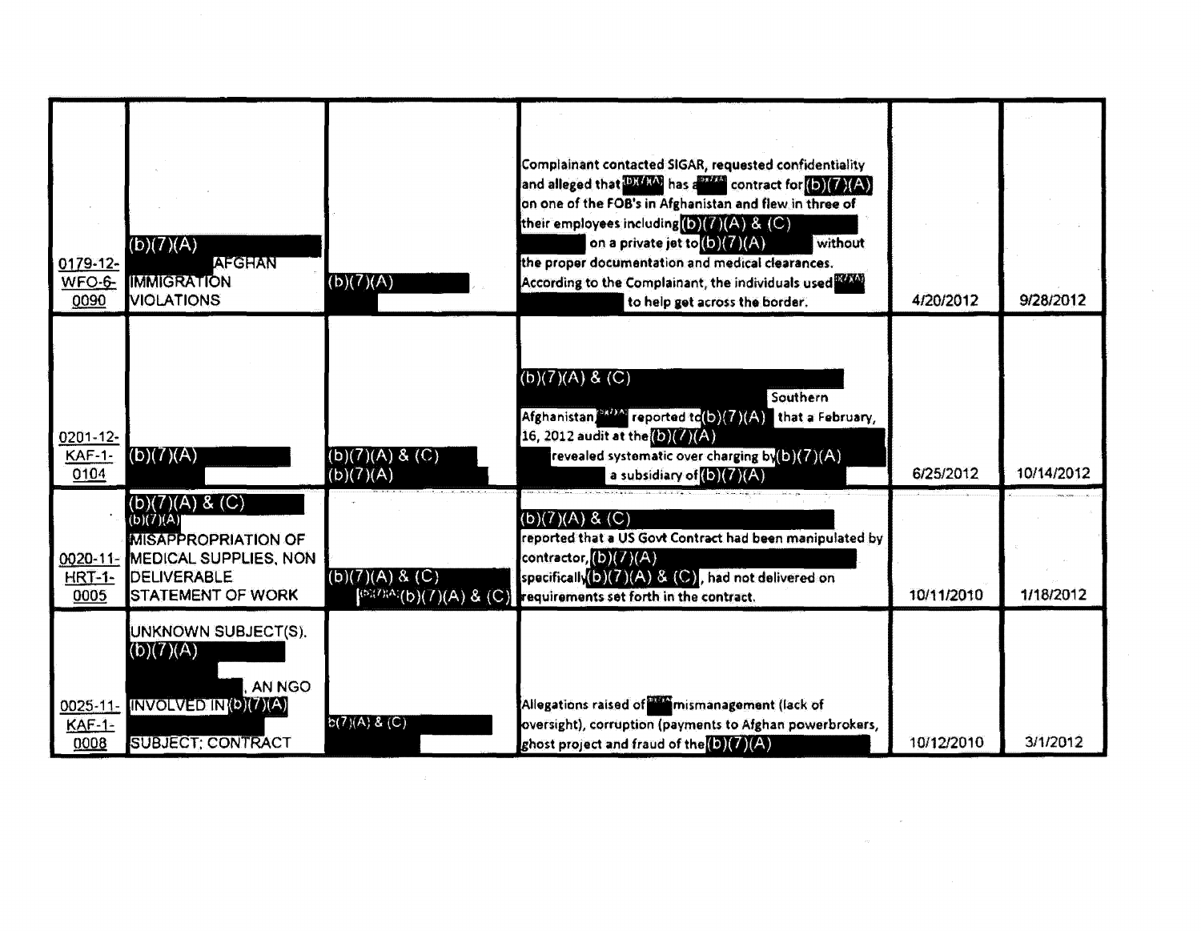| | | | | | |
|---|---|---|---|---|---|
| 0179-12-WFO-6-0090 | (b)(7)(A) AFGHAN IMMIGRATION VIOLATIONS | (b)(7)(A) | Complainant contacted SIGAR, requested confidentiality and alleged that (b)(7)(A) has a (b)(7)(A) contract for (b)(7)(A) on one of the FOB's in Afghanistan and flew in three of their employees including (b)(7)(A) & (C) on a private jet to (b)(7)(A) without the proper documentation and medical clearances. According to the Complainant, the individuals used (b)(7)(A) to help get across the border. | 4/20/2012 | 9/28/2012 |
| 0201-12-KAF-1-0104 | (b)(7)(A) | (b)(7)(A) & (C) (b)(7)(A) | (b)(7)(A) & (C) Southern Afghanistan (b)(7)(A) reported to (b)(7)(A) that a February, 16, 2012 audit at the (b)(7)(A) revealed systematic over charging by (b)(7)(A) a subsidiary of (b)(7)(A) | 6/25/2012 | 10/14/2012 |
| 0020-11-HRT-1-0005 | (b)(7)(A) & (C) (b)(7)(A) MISAPPROPRIATION OF MEDICAL SUPPLIES, NON DELIVERABLE STATEMENT OF WORK | (b)(7)(A) & (C) (b)(7)(A) (b)(7)(A) & (C) | (b)(7)(A) & (C) reported that a US Govt Contract had been manipulated by contractor, (b)(7)(A) specifically (b)(7)(A) & (C), had not delivered on requirements set forth in the contract. | 10/11/2010 | 1/18/2012 |
| 0025-11-KAF-1-0008 | UNKNOWN SUBJECT(S). (b)(7)(A) , AN NGO INVOLVED IN (b)(7)(A) SUBJECT; CONTRACT | b(7)(A) & (C) | Allegations raised of (b)(7)(A) mismanagement (lack of oversight), corruption (payments to Afghan powerbrokers, ghost project and fraud of the (b)(7)(A) | 10/12/2010 | 3/1/2012 |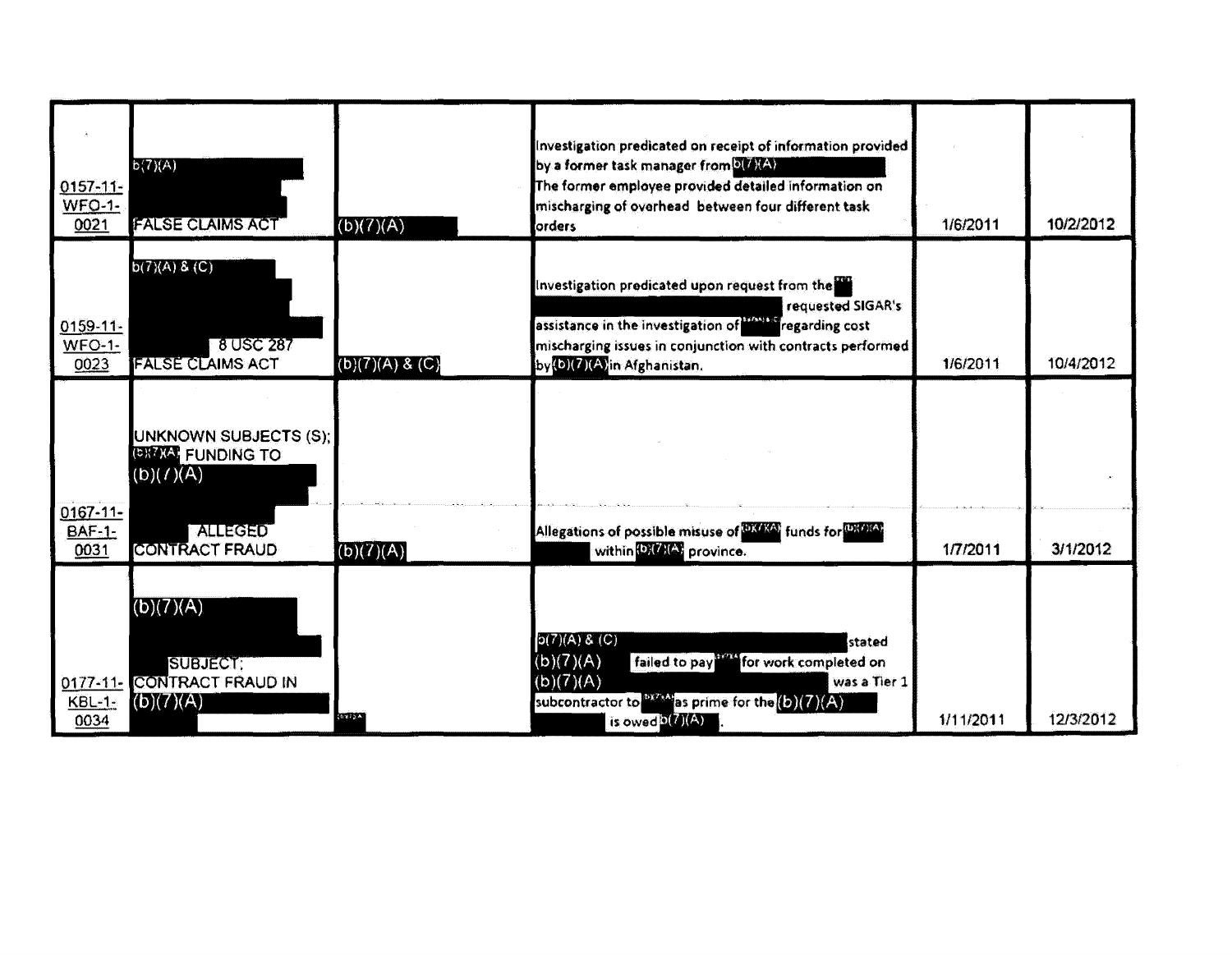| | | | | | |
|---|---|---|---|---|---|
| 0157-11-WFO-1-0021 | b(7)(A) FALSE CLAIMS ACT | (b)(7)(A) | Investigation predicated on receipt of information provided by a former task manager from b(7)(A) The former employee provided detailed information on mischarging of overhead between four different task orders | 1/6/2011 | 10/2/2012 |
| 0159-11-WFO-1-0023 | b(7)(A) & (C) 8 USC 287 FALSE CLAIMS ACT | (b)(7)(A) & (C) | Investigation predicated upon request from the requested SIGAR's assistance in the investigation of regarding cost mischarging issues in conjunction with contracts performed by (b)(7)(A) in Afghanistan. | 1/6/2011 | 10/4/2012 |
| 0167-11-BAF-1-0031 | UNKNOWN SUBJECTS (S); (b)(7)(A) FUNDING TO (b)(7)(A) ALLEGED CONTRACT FRAUD | (b)(7)(A) | Allegations of possible misuse of (b)(7)(A) funds for (b)(7)(A) within (b)(7)(A) province. | 1/7/2011 | 3/1/2012 |
| 0177-11-KBL-1-0034 | (b)(7)(A) SUBJECT; CONTRACT FRAUD IN (b)(7)(A) | (b)(7)(A) | b(7)(A) & (C) stated (b)(7)(A) failed to pay (b)(7)(A) for work completed on (b)(7)(A) was a Tier 1 subcontractor to (b)(7)(A) as prime for the (b)(7)(A) is owed b(7)(A). | 1/11/2011 | 12/3/2012 |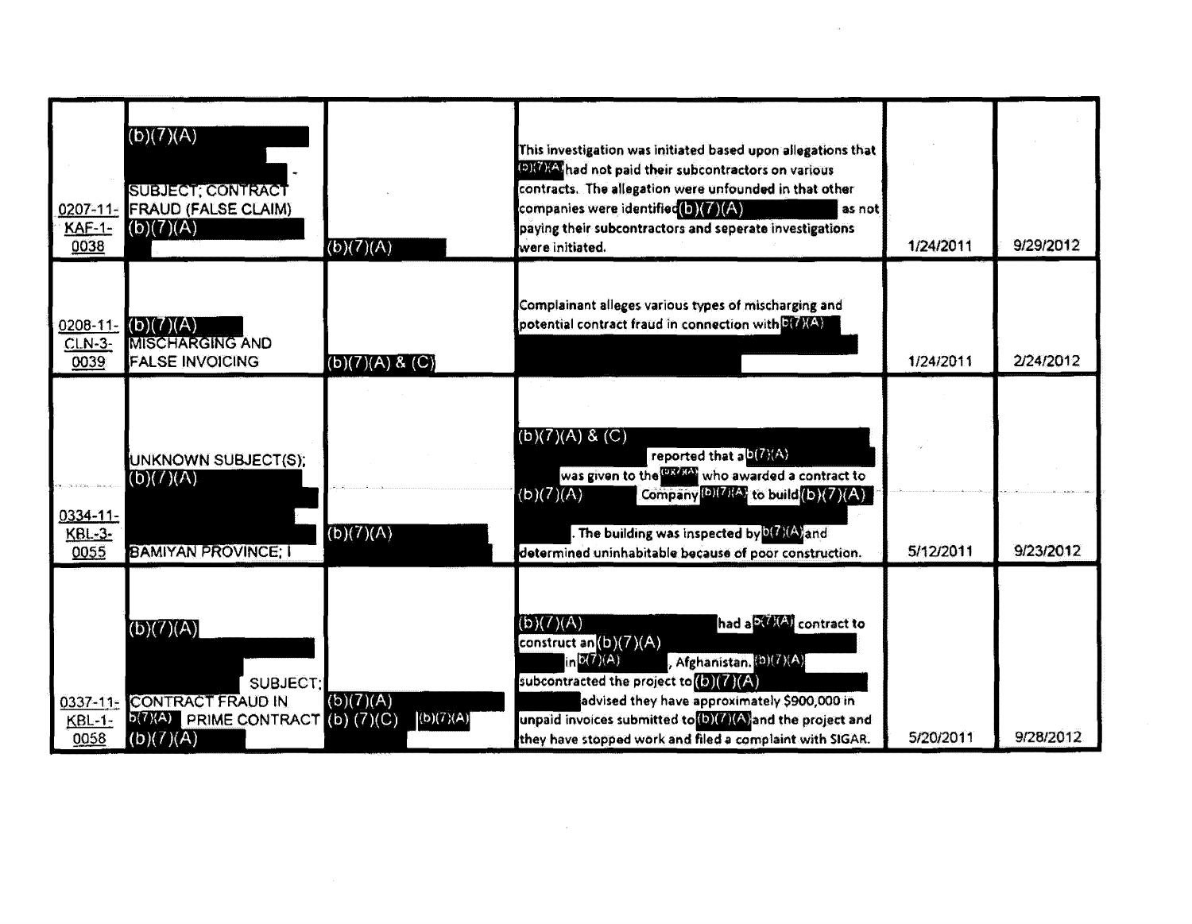| | | | | | |
|---|---|---|---|---|---|
| 0207-11-KAF-1-0038 | (b)(7)(A) - SUBJECT; CONTRACT FRAUD (FALSE CLAIM) (b)(7)(A) | (b)(7)(A) | This investigation was initiated based upon allegations that (b)(7)(A) had not paid their subcontractors on various contracts. The allegation were unfounded in that other companies were identified (b)(7)(A) as not paying their subcontractors and seperate investigations were initiated. | 1/24/2011 | 9/29/2012 |
| 0208-11-CLN-3-0039 | (b)(7)(A) MISCHARGING AND FALSE INVOICING | (b)(7)(A) & (C) | Complainant alleges various types of mischarging and potential contract fraud in connection with b(7)(A) | 1/24/2011 | 2/24/2012 |
| 0334-11-KBL-3-0055 | UNKNOWN SUBJECT(S); (b)(7)(A) BAMIYAN PROVINCE; I | (b)(7)(A) | (b)(7)(A) & (C) reported that a b(7)(A) was given to the (b)(7)(A) who awarded a contract to (b)(7)(A) Company (b)(7)(A) to build (b)(7)(A). The building was inspected by b(7)(A) and determined uninhabitable because of poor construction. | 5/12/2011 | 9/23/2012 |
| 0337-11-KBL-1-0058 | (b)(7)(A) SUBJECT; CONTRACT FRAUD IN b(7)(A) PRIME CONTRACT (b)(7)(A) | (b)(7)(A) (b) (7)(C) (b)(7)(A) | (b)(7)(A) had a b(7)(A) contract to construct an (b)(7)(A) in b(7)(A), Afghanistan. (b)(7)(A) subcontracted the project to (b)(7)(A) advised they have approximately $900,000 in unpaid invoices submitted to (b)(7)(A) and the project and they have stopped work and filed a complaint with SIGAR. | 5/20/2011 | 9/28/2012 |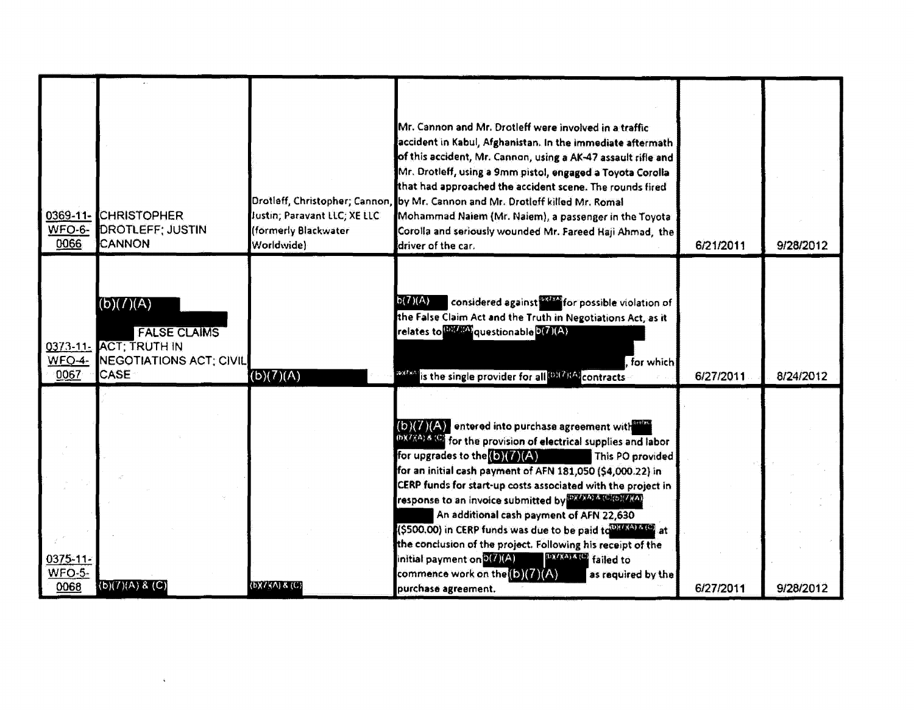| | | | | | |
|---|---|---|---|---|---|
| 0369-11-WFO-6-0066 | CHRISTOPHER DROTLEFF; JUSTIN CANNON | Drotleff, Christopher; Cannon, Justin; Paravant LLC; XE LLC (formerly Blackwater Worldwide) | Mr. Cannon and Mr. Drotleff were involved in a traffic accident in Kabul, Afghanistan. In the immediate aftermath of this accident, Mr. Cannon, using a AK-47 assault rifle and Mr. Drotleff, using a 9mm pistol, engaged a Toyota Corolla that had approached the accident scene. The rounds fired by Mr. Cannon and Mr. Drotleff killed Mr. Romal Mohammad Naiem (Mr. Naiem), a passenger in the Toyota Corolla and seriously wounded Mr. Fareed Haji Ahmad, the driver of the car. | 6/21/2011 | 9/28/2012 |
| 0373-11-WFO-4-0067 | (b)(7)(A) FALSE CLAIMS ACT; TRUTH IN NEGOTIATIONS ACT; CIVIL CASE | (b)(7)(A) | b(7)(A) considered against (b)(7)(A) for possible violation of the False Claim Act and the Truth in Negotiations Act, as it relates to (b)(7)(A) questionable b(7)(A), for which (b)(7)(A) is the single provider for all (b)(7)(A) contracts | 6/27/2011 | 8/24/2012 |
| 0375-11-WFO-5-0068 | (b)(7)(A) & (C) | (b)(7)(A) & (C) | (b)(7)(A) entered into purchase agreement with (b)(7)(A) & (C) for the provision of electrical supplies and labor for upgrades to the (b)(7)(A) This PO provided for an initial cash payment of AFN 181,050 ($4,000.22) in CERP funds for start-up costs associated with the project in response to an invoice submitted by (b)(7)(A) & (C)(b)(7)(A) An additional cash payment of AFN 22,630 ($500.00) in CERP funds was due to be paid to (b)(7)(A) & (C) at the conclusion of the project. Following his receipt of the initial payment on b(7)(A) (b)(7)(A) & (C) failed to commence work on the (b)(7)(A) as required by the purchase agreement. | 6/27/2011 | 9/28/2012 |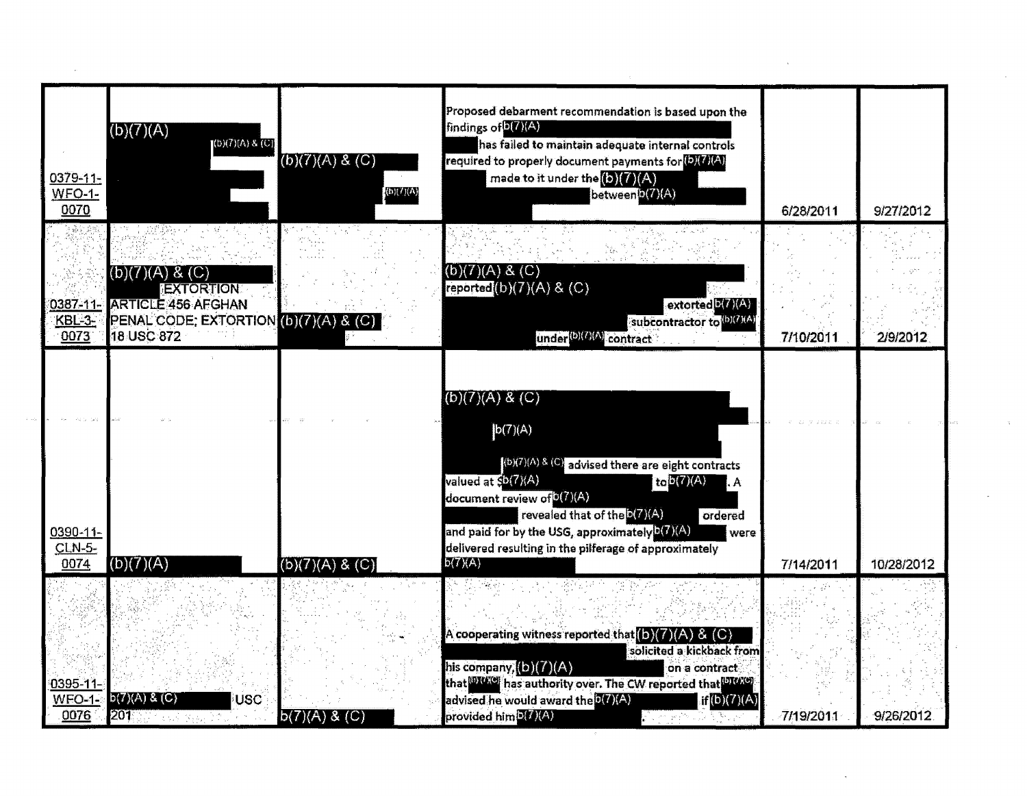| | | | | | |
|---|---|---|---|---|---|
| 0379-11-WFO-1-0070 | (b)(7)(A) (b)(7)(A) & (C) | (b)(7)(A) & (C) (b)(7)(A) | Proposed debarment recommendation is based upon the findings of (b)(7)(A) has failed to maintain adequate internal controls required to properly document payments for (b)(7)(A) made to it under the (b)(7)(A) between (b)(7)(A) | 6/28/2011 | 9/27/2012 |
| 0387-11-KBL-3-0073 | (b)(7)(A) & (C) EXTORTION ARTICLE 456 AFGHAN PENAL CODE; EXTORTION 18 USC 872 | (b)(7)(A) & (C) | (b)(7)(A) & (C) reported (b)(7)(A) & (C) extorted (b)(7)(A) subcontractor to (b)(7)(A) under (b)(7)(A) contract | 7/10/2011 | 2/9/2012 |
| 0390-11-CLN-5-0074 | (b)(7)(A) | (b)(7)(A) & (C) | (b)(7)(A) & (C) (b)(7)(A) (b)(7)(A) & (C) advised there are eight contracts valued at $(b)(7)(A) to (b)(7)(A). A document review of (b)(7)(A) revealed that of the (b)(7)(A) ordered and paid for by the USG, approximately (b)(7)(A) were delivered resulting in the pilferage of approximately (b)(7)(A) | 7/14/2011 | 10/28/2012 |
| 0395-11-WFO-1-0076 | (b)(7)(A) & (C) USC 201 | (b)(7)(A) & (C) | A cooperating witness reported that (b)(7)(A) & (C) solicited a kickback from his company, (b)(7)(A) on a contract that (b)(7)(C) has authority over. The CW reported that (b)(7)(C) advised he would award the (b)(7)(A) if (b)(7)(A) provided him (b)(7)(A). | 7/19/2011 | 9/26/2012 |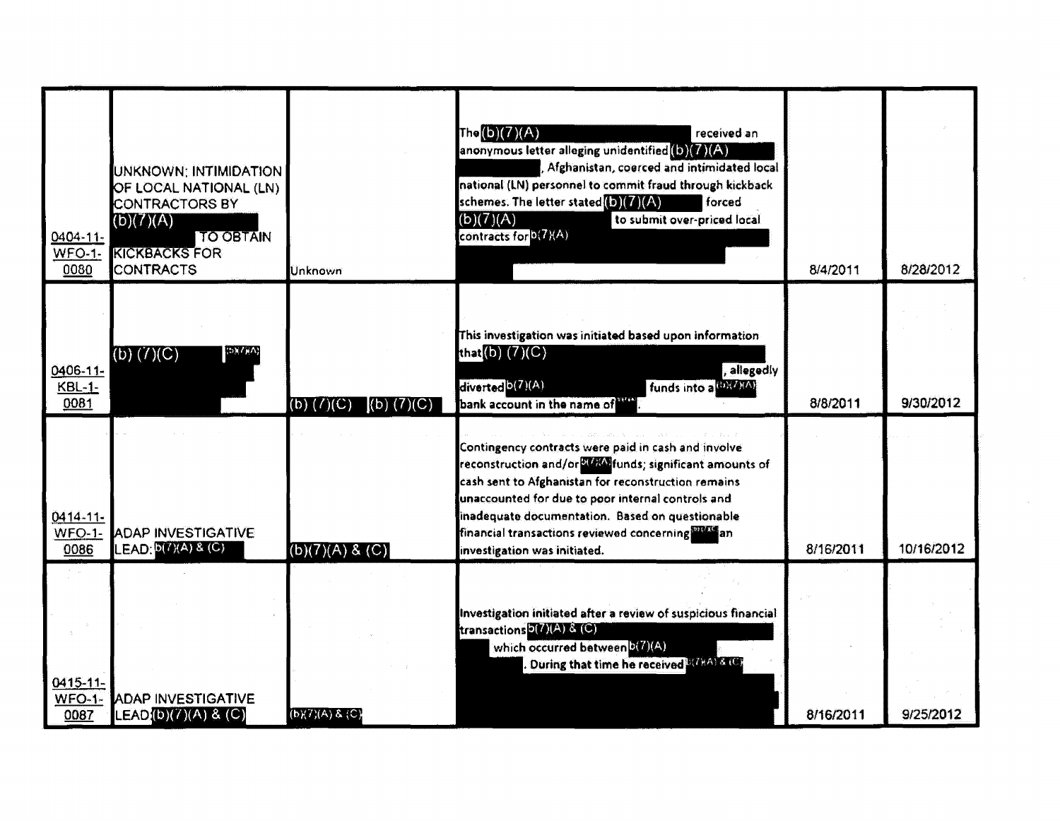| | | | | | |
|---|---|---|---|---|---|
| 0404-11-WFO-1-0080 | UNKNOWN; INTIMIDATION OF LOCAL NATIONAL (LN) CONTRACTORS BY (b)(7)(A) TO OBTAIN KICKBACKS FOR CONTRACTS | Unknown | The (b)(7)(A) received an anonymous letter alleging unidentified (b)(7)(A), Afghanistan, coerced and intimidated local national (LN) personnel to commit fraud through kickback schemes. The letter stated (b)(7)(A) forced (b)(7)(A) to submit over-priced local contracts for b(7)(A) | 8/4/2011 | 8/28/2012 |
| 0406-11-KBL-1-0081 | (b) (7)(C) (b)(7)(A) | (b) (7)(C) (b) (7)(C) | This investigation was initiated based upon information that (b) (7)(C), allegedly diverted b(7)(A) funds into a (b)(7)(A) bank account in the name of (b)(7)(C). | 8/8/2011 | 9/30/2012 |
| 0414-11-WFO-1-0086 | ADAP INVESTIGATIVE LEAD: b(7)(A) & (C) | (b)(7)(A) & (C) | Contingency contracts were paid in cash and involve reconstruction and/or b(7)(A) funds; significant amounts of cash sent to Afghanistan for reconstruction remains unaccounted for due to poor internal controls and inadequate documentation. Based on questionable financial transactions reviewed concerning b(7)(C) an investigation was initiated. | 8/16/2011 | 10/16/2012 |
| 0415-11-WFO-1-0087 | ADAP INVESTIGATIVE LEAD: (b)(7)(A) & (C) | (b)(7)(A) & (C) | Investigation initiated after a review of suspicious financial transactions b(7)(A) & (C) which occurred between b(7)(A). During that time he received b(7)(A) & (C) | 8/16/2011 | 9/25/2012 |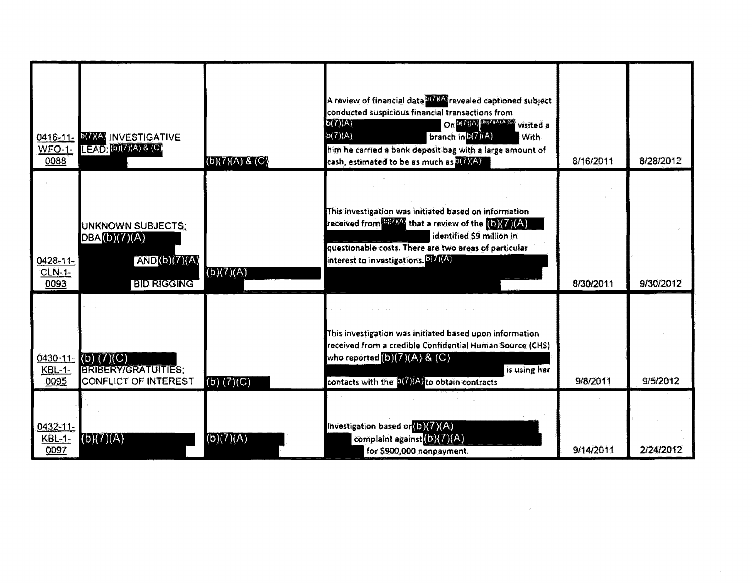| | | | | | |
|---|---|---|---|---|---|
| 0416-11-WFO-1-0088 | b(7)(A) INVESTIGATIVE LEAD: (b)(7)(A) & (C) | (b)(7)(A) & (C) | A review of financial data b(7)(A) revealed captioned subject conducted suspicious financial transactions from b(7)(A) On b(7)(A) (b)(7)(A) & (C) visited a b(7)(A) branch in b(7)(A) With him he carried a bank deposit bag with a large amount of cash, estimated to be as much as b(7)(A) | 8/16/2011 | 8/28/2012 |
| 0428-11-CLN-1-0093 | UNKNOWN SUBJECTS; DBA (b)(7)(A) AND (b)(7)(A) BID RIGGING | (b)(7)(A) | This investigation was initiated based on information received from (b)(7)(A) that a review of the (b)(7)(A) identified $9 million in questionable costs. There are two areas of particular interest to investigations. b(7)(A) | 8/30/2011 | 9/30/2012 |
| 0430-11-KBL-1-0095 | (b) (7)(C) BRIBERY/GRATUITIES; CONFLICT OF INTEREST | (b) (7)(C) | This investigation was initiated based upon information received from a credible Confidential Human Source (CHS) who reported (b)(7)(A) & (C) is using her contacts with the b(7)(A) to obtain contracts | 9/8/2011 | 9/5/2012 |
| 0432-11-KBL-1-0097 | (b)(7)(A) | (b)(7)(A) | Investigation based on (b)(7)(A) complaint against (b)(7)(A) for $900,000 nonpayment. | 9/14/2011 | 2/24/2012 |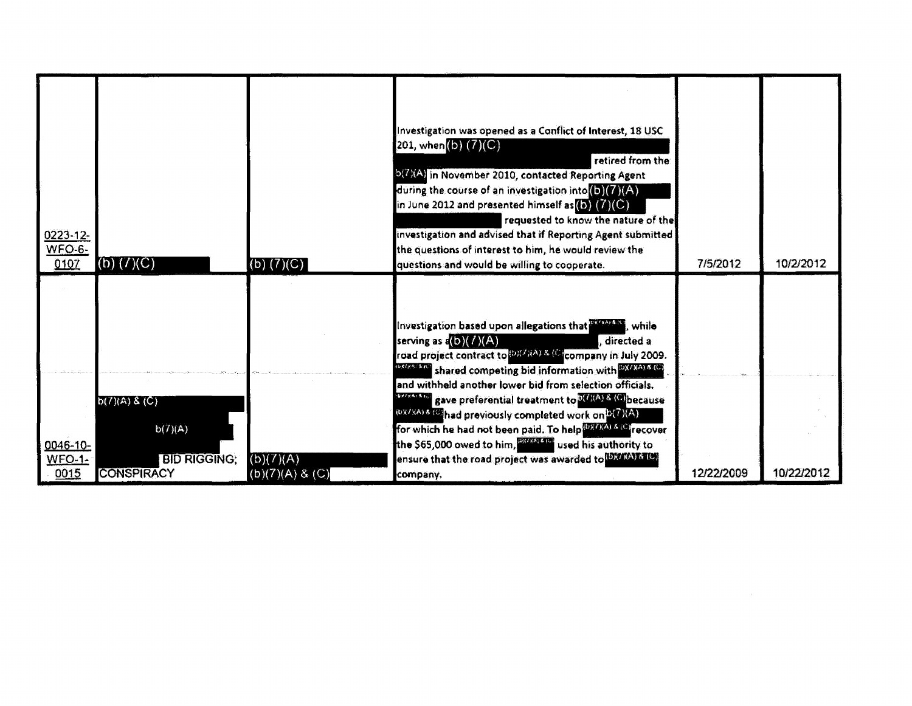| | | | | | |
|---|---|---|---|---|---|
| 0223-12-WFO-6-0107 | (b) (7)(C) | (b) (7)(C) | Investigation was opened as a Conflict of Interest, 18 USC 201, when (b) (7)(C) retired from the b(7)(A) in November 2010, contacted Reporting Agent during the course of an investigation into (b)(7)(A) in June 2012 and presented himself as (b) (7)(C) requested to know the nature of the investigation and advised that if Reporting Agent submitted the questions of interest to him, he would review the questions and would be willing to cooperate. | 7/5/2012 | 10/2/2012 |
| 0046-10-WFO-1-0015 | b(7)(A) & (C) b(7)(A) BID RIGGING; CONSPIRACY | (b)(7)(A) (b)(7)(A) & (C) | Investigation based upon allegations that (b)(7)(A) & (C), while serving as a (b)(7)(A), directed a road project contract to (b)(7)(A) & (C) company in July 2009. (b)(7)(A) & (C) shared competing bid information with (b)(7)(A) & (C) and withheld another lower bid from selection officials. (b)(7)(A) & (C) gave preferential treatment to (b)(7)(A) & (C) because (b)(7)(A) & (C) had previously completed work on b(7)(A) for which he had not been paid. To help (b)(7)(A) & (C) recover the $65,000 owed to him, (b)(7)(A) & (C) used his authority to ensure that the road project was awarded to (b)(7)(A) & (C) company. | 12/22/2009 | 10/22/2012 |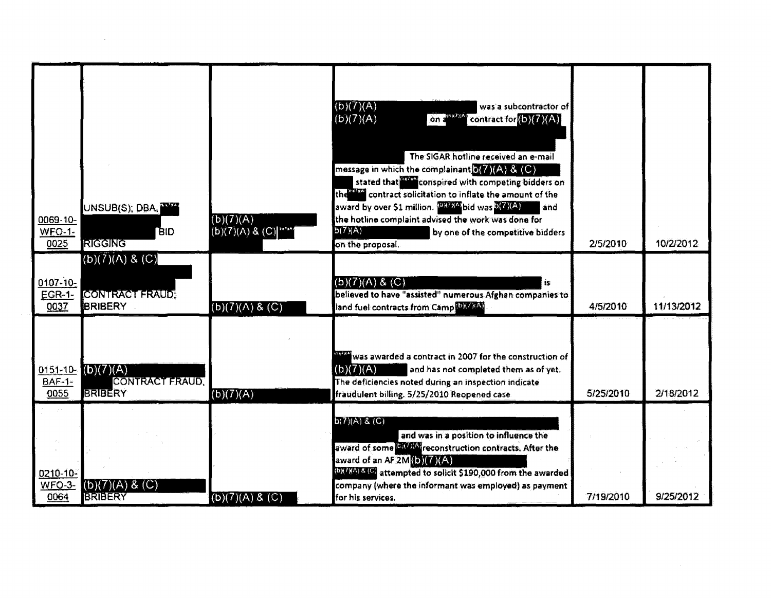| | | | | | |
|---|---|---|---|---|---|
| 0069-10-WFO-1-0025 | UNSUB(S); DBA, (b)(7)(A) BID RIGGING | (b)(7)(A) (b)(7)(A) & (C) (b)(7)(A) | (b)(7)(A) was a subcontractor of (b)(7)(A) on a (b)(7)(A) contract for (b)(7)(A) The SIGAR hotline received an e-mail message in which the complainant (b)(7)(A) & (C) stated that (b)(7)(A) conspired with competing bidders on the (b)(7)(A) contract solicitation to inflate the amount of the award by over $1 million. (b)(7)(A) bid was (b)(7)(A) and the hotline complaint advised the work was done for (b)(7)(A) by one of the competitive bidders on the proposal. | 2/5/2010 | 10/2/2012 |
| 0107-10-EGR-1-0037 | (b)(7)(A) & (C) CONTRACT FRAUD; BRIBERY | (b)(7)(A) & (C) | (b)(7)(A) & (C) is believed to have "assisted" numerous Afghan companies to land fuel contracts from Camp (b)(7)(A) | 4/5/2010 | 11/13/2012 |
| 0151-10-BAF-1-0055 | (b)(7)(A) CONTRACT FRAUD, BRIBERY | (b)(7)(A) | (b)(7)(A) was awarded a contract in 2007 for the construction of (b)(7)(A) and has not completed them as of yet. The deficiencies noted during an inspection indicate fraudulent billing. 5/25/2010 Reopened case | 5/25/2010 | 2/18/2012 |
| 0210-10-WFO-3-0064 | (b)(7)(A) & (C) BRIBERY | (b)(7)(A) & (C) | (b)(7)(A) & (C) and was in a position to influence the award of some (b)(7)(A) reconstruction contracts. After the award of an AF 2M (b)(7)(A) (b)(7)(A) & (C) attempted to solicit $190,000 from the awarded company (where the informant was employed) as payment for his services. | 7/19/2010 | 9/25/2012 |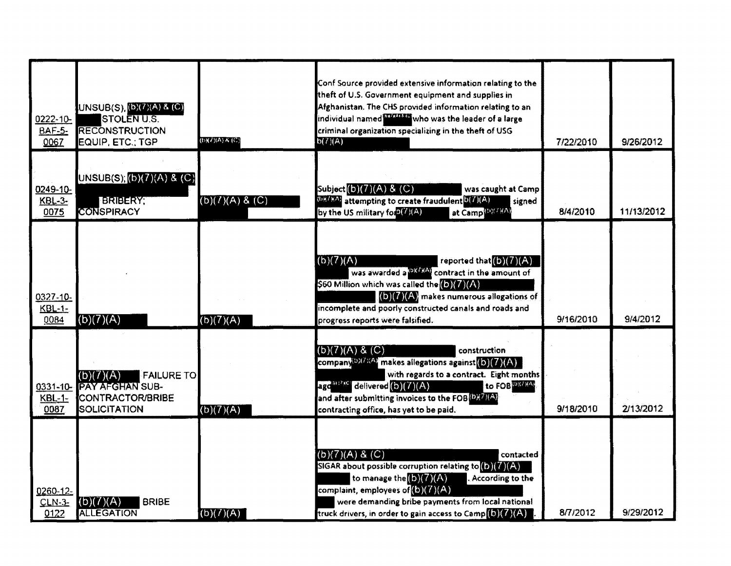| | | | | | |
|---|---|---|---|---|---|
| 0222-10-BAF-5-0067 | UNSUB(S), (b)(7)(A) & (C) STOLEN U.S. RECONSTRUCTION EQUIP, ETC.; TGP | (b)(7)(A) & (C) | Conf Source provided extensive information relating to the theft of U.S. Government equipment and supplies in Afghanistan. The CHS provided information relating to an individual named (b)(7)(A) who was the leader of a large criminal organization specializing in the theft of USG b(7)(A) | 7/22/2010 | 9/26/2012 |
| 0249-10-KBL-3-0075 | UNSUB(S); (b)(7)(A) & (C) BRIBERY; CONSPIRACY | (b)(7)(A) & (C) | Subject (b)(7)(A) & (C) was caught at Camp (b)(7)(A) attempting to create fraudulent b(7)(A) signed by the US military for b(7)(A) at Camp (b)(7)(A) | 8/4/2010 | 11/13/2012 |
| 0327-10-KBL-1-0084 | (b)(7)(A) | (b)(7)(A) | (b)(7)(A) reported that (b)(7)(A) was awarded a (b)(7)(A) contract in the amount of $60 Million which was called the (b)(7)(A) (b)(7)(A) makes numerous allegations of incomplete and poorly constructed canals and roads and progress reports were falsified. | 9/16/2010 | 9/4/2012 |
| 0331-10-KBL-1-0087 | (b)(7)(A) FAILURE TO PAY AFGHAN SUB-CONTRACTOR/BRIBE SOLICITATION | (b)(7)(A) | (b)(7)(A) & (C) construction company (b)(7)(A) makes allegations against (b)(7)(A) with regards to a contract. Eight months ago (b)(7)(C) delivered (b)(7)(A) to FOB (b)(7)(A), and after submitting invoices to the FOB (b)(7)(A) contracting office, has yet to be paid. | 9/18/2010 | 2/13/2012 |
| 0260-12-CLN-3-0122 | (b)(7)(A) BRIBE ALLEGATION | (b)(7)(A) | (b)(7)(A) & (C) contacted SIGAR about possible corruption relating to (b)(7)(A) to manage the (b)(7)(A). According to the complaint, employees of (b)(7)(A) were demanding bribe payments from local national truck drivers, in order to gain access to Camp (b)(7)(A). | 8/7/2012 | 9/29/2012 |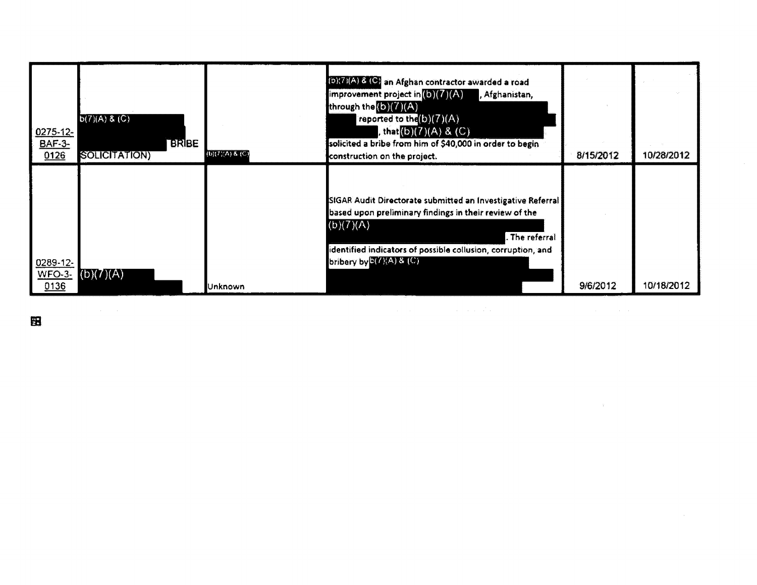| | | | | | |
|---|---|---|---|---|---|
| 0275-12-BAF-3-0126 | b(7)(A) & (C) BRIBE SOLICITATION) | (b)(7)(A) & (C) | (b)(7)(A) & (C) an Afghan contractor awarded a road improvement project in (b)(7)(A), Afghanistan, through the (b)(7)(A) reported to the (b)(7)(A), that (b)(7)(A) & (C) solicited a bribe from him of $40,000 in order to begin construction on the project. | 8/15/2012 | 10/28/2012 |
| 0289-12-WFO-3-0136 | (b)(7)(A) | Unknown | SIGAR Audit Directorate submitted an Investigative Referral based upon preliminary findings in their review of the (b)(7)(A). The referral identified indicators of possible collusion, corruption, and bribery by b(7)(A) & (C) | 9/6/2012 | 10/18/2012 |